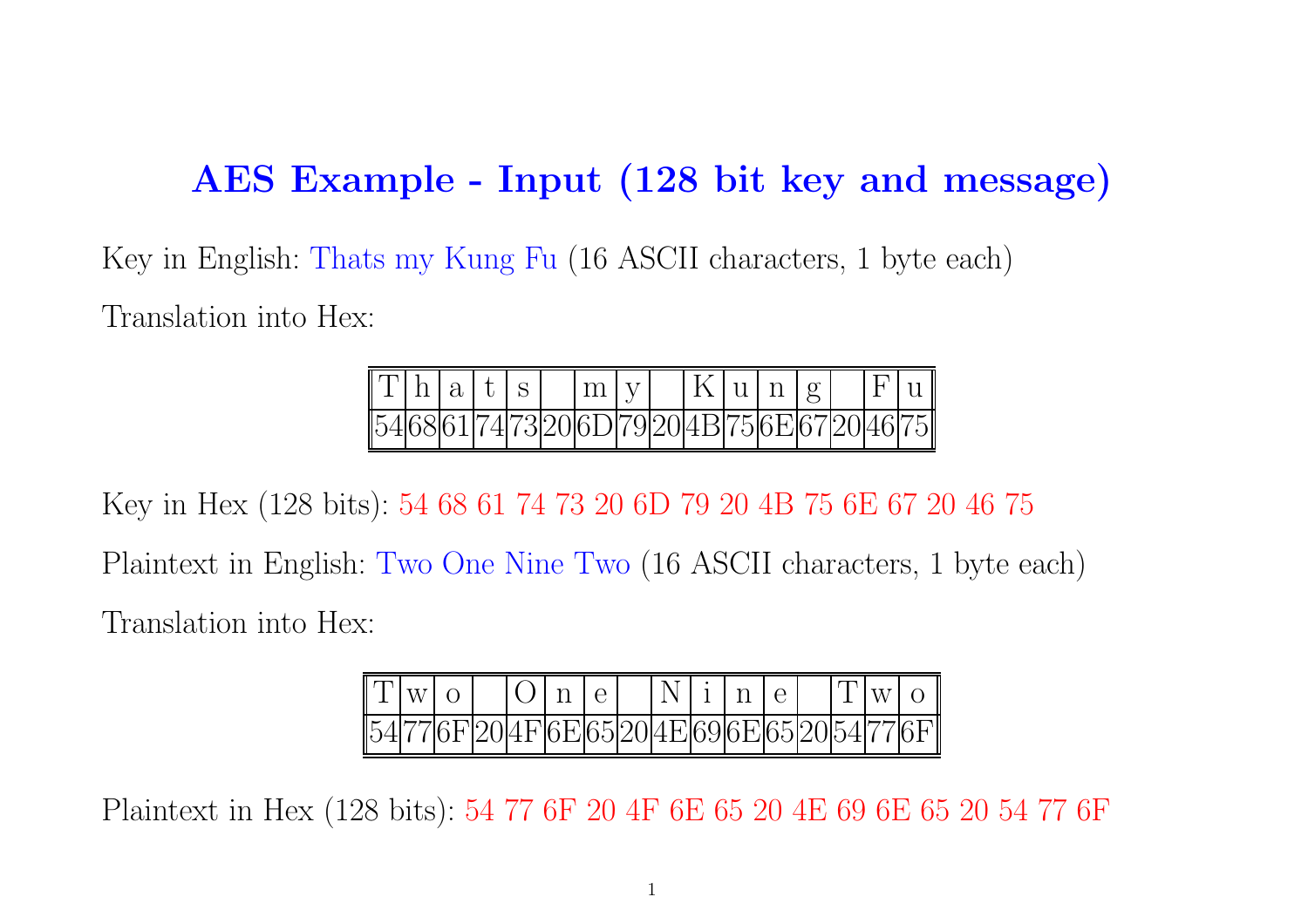# AES Example - Input (128 bit key and message)

Key in English: Thats my Kung Fu (16 ASCII characters, 1 byte each)

Translation into Hex:

| T | h | a | t | s | | m | y | | K | u | n | g | | F | u |
|---|---|---|---|---|---|---|---|---|---|---|---|---|---|---|---|
| 54 | 68 | 61 | 74 | 73 | 20 | 6D | 79 | 20 | 4B | 75 | 6E | 67 | 20 | 46 | 75 |

Key in Hex (128 bits): 54 68 61 74 73 20 6D 79 20 4B 75 6E 67 20 46 75

Plaintext in English: Two One Nine Two (16 ASCII characters, 1 byte each)

Translation into Hex:

| T | w | o | | O | n | e | | N | i | n | e | | T | w | o |
|---|---|---|---|---|---|---|---|---|---|---|---|---|---|---|---|
| 54 | 77 | 6F | 20 | 4F | 6E | 65 | 20 | 4E | 69 | 6E | 65 | 20 | 54 | 77 | 6F |

Plaintext in Hex (128 bits): 54 77 6F 20 4F 6E 65 20 4E 69 6E 65 20 54 77 6F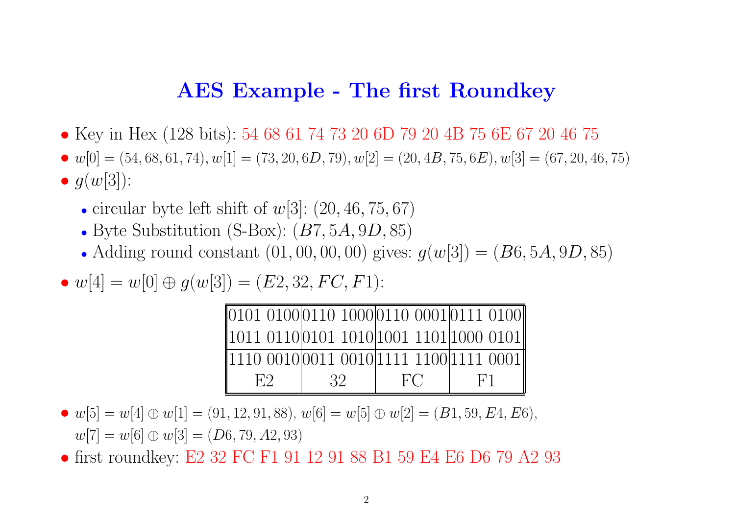# AES Example - The first Roundkey

- Key in Hex (128 bits): 54 68 61 74 73 20 6D 79 20 4B 75 6E 67 20 46 75
- $w[0] = (54, 68, 61, 74), w[1] = (73, 20, 6D, 79), w[2] = (20, 4B, 75, 6E), w[3] = (67, 20, 46, 75)$
- $g(w[3])$:
  - circular byte left shift of $w[3]$: $(20, 46, 75, 67)$
  - Byte Substitution (S-Box): $(B7, 5A, 9D, 85)$
  - Adding round constant $(01, 00, 00, 00)$ gives: $g(w[3]) = (B6, 5A, 9D, 85)$
- $w[4] = w[0] \oplus g(w[3]) = (E2, 32, FC, F1)$:

| | | | |
|---|---|---|---|
| 0101 0100 | 0110 1000 | 0110 0001 | 0111 0100 |
| 1011 0110 | 0101 1010 | 1001 1101 | 1000 0101 |
| 1110 0010 | 0011 0010 | 1111 1100 | 1111 0001 |
| E2 | 32 | FC | F1 |

- $w[5] = w[4] \oplus w[1] = (91, 12, 91, 88)$, $w[6] = w[5] \oplus w[2] = (B1, 59, E4, E6)$, $w[7] = w[6] \oplus w[3] = (D6, 79, A2, 93)$
- first roundkey: E2 32 FC F1 91 12 91 88 B1 59 E4 E6 D6 79 A2 93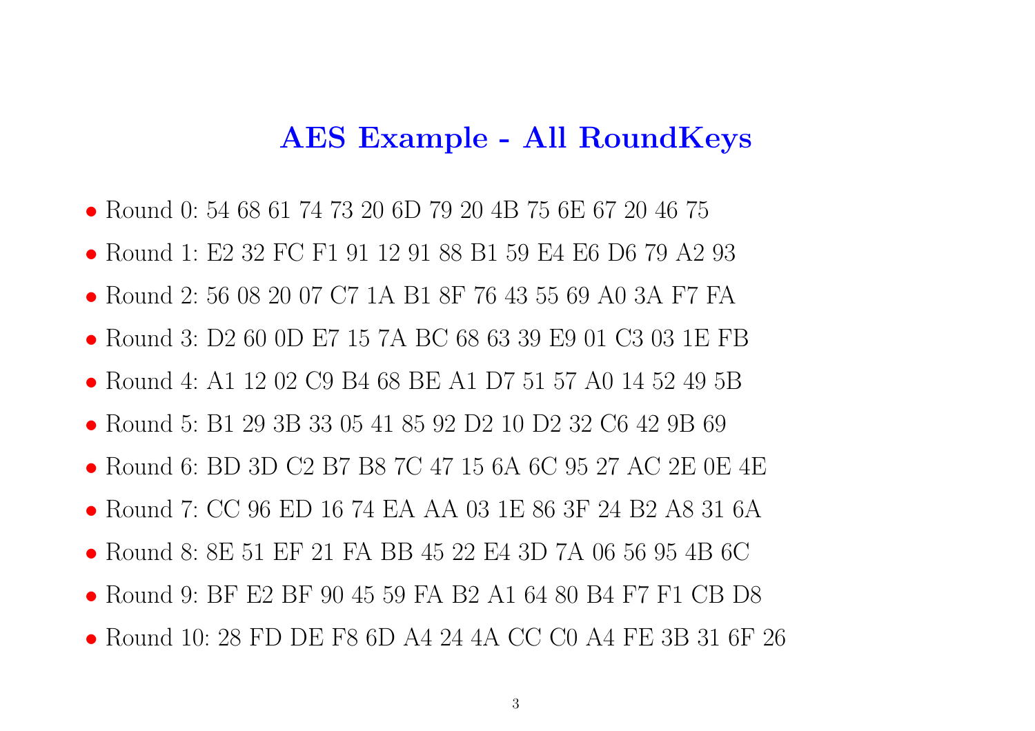# AES Example - All RoundKeys

- Round 0: 54 68 61 74 73 20 6D 79 20 4B 75 6E 67 20 46 75
- Round 1: E2 32 FC F1 91 12 91 88 B1 59 E4 E6 D6 79 A2 93
- Round 2: 56 08 20 07 C7 1A B1 8F 76 43 55 69 A0 3A F7 FA
- Round 3: D2 60 0D E7 15 7A BC 68 63 39 E9 01 C3 03 1E FB
- Round 4: A1 12 02 C9 B4 68 BE A1 D7 51 57 A0 14 52 49 5B
- Round 5: B1 29 3B 33 05 41 85 92 D2 10 D2 32 C6 42 9B 69
- Round 6: BD 3D C2 B7 B8 7C 47 15 6A 6C 95 27 AC 2E 0E 4E
- Round 7: CC 96 ED 16 74 EA AA 03 1E 86 3F 24 B2 A8 31 6A
- Round 8: 8E 51 EF 21 FA BB 45 22 E4 3D 7A 06 56 95 4B 6C
- Round 9: BF E2 BF 90 45 59 FA B2 A1 64 80 B4 F7 F1 CB D8
- Round 10: 28 FD DE F8 6D A4 24 4A CC C0 A4 FE 3B 31 6F 26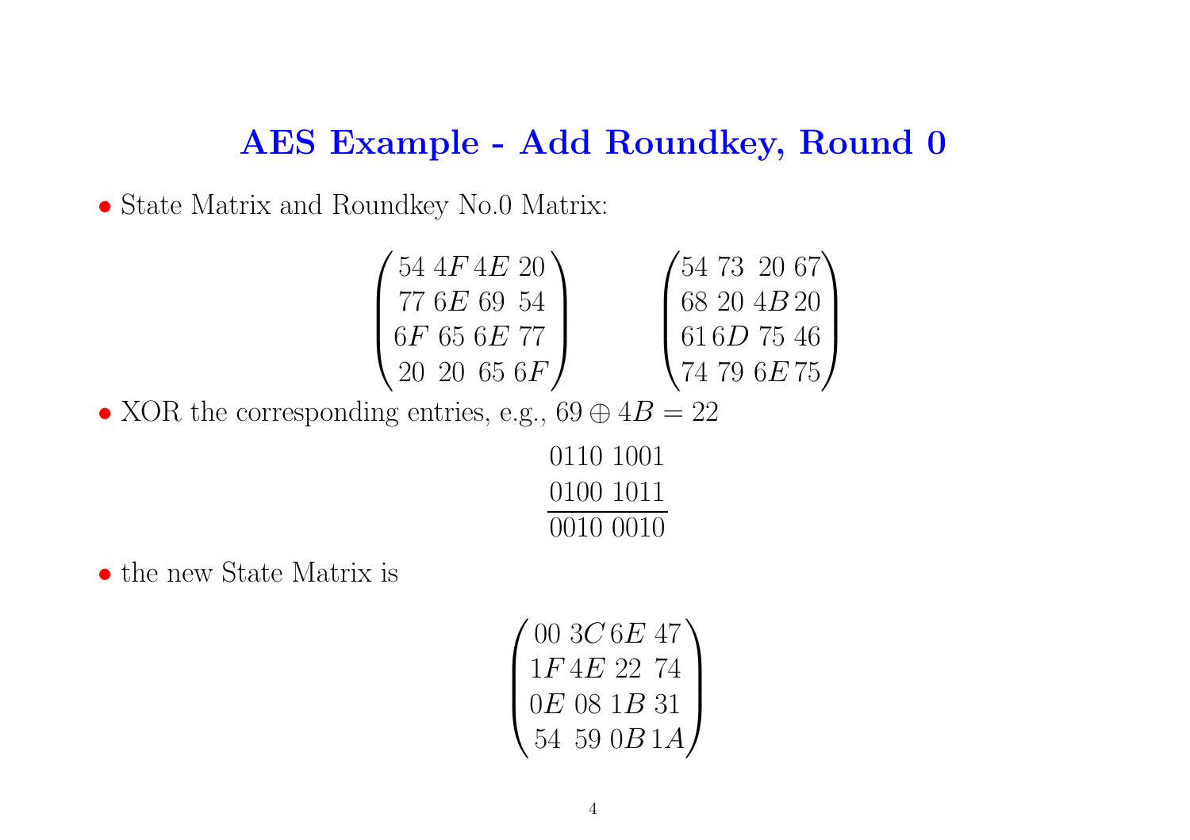# AES Example - Add Roundkey, Round 0

- State Matrix and Roundkey No.0 Matrix:

$$
\begin{pmatrix}
54 & 4F & 4E & 20 \\
77 & 6E & 69 & 54 \\
6F & 65 & 6E & 77 \\
20 & 20 & 65 & 6F
\end{pmatrix}
\qquad
\begin{pmatrix}
54 & 73 & 20 & 67 \\
68 & 20 & 4B & 20 \\
61 & 6D & 75 & 46 \\
74 & 79 & 6E & 75
\end{pmatrix}
$$

- XOR the corresponding entries, e.g., $69 \oplus 4B = 22$

$$
\begin{array}{c}
0110\ 1001 \\
\underline{0100\ 1011} \\
0010\ 0010
\end{array}
$$

- the new State Matrix is

$$
\begin{pmatrix}
00 & 3C & 6E & 47 \\
1F & 4E & 22 & 74 \\
0E & 08 & 1B & 31 \\
54 & 59 & 0B & 1A
\end{pmatrix}
$$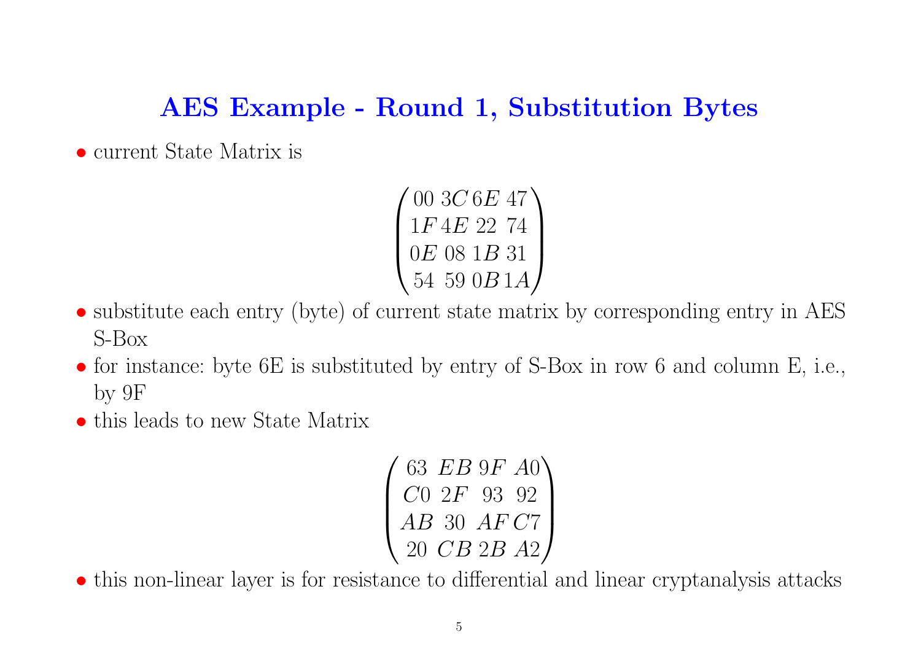# AES Example - Round 1, Substitution Bytes

- current State Matrix is

$$\begin{pmatrix} 00 & 3C & 6E & 47 \\ 1F & 4E & 22 & 74 \\ 0E & 08 & 1B & 31 \\ 54 & 59 & 0B & 1A \end{pmatrix}$$

- substitute each entry (byte) of current state matrix by corresponding entry in AES S-Box
- for instance: byte 6E is substituted by entry of S-Box in row 6 and column E, i.e., by 9F
- this leads to new State Matrix

$$\begin{pmatrix} 63 & EB & 9F & A0 \\ C0 & 2F & 93 & 92 \\ AB & 30 & AF & C7 \\ 20 & CB & 2B & A2 \end{pmatrix}$$

- this non-linear layer is for resistance to differential and linear cryptanalysis attacks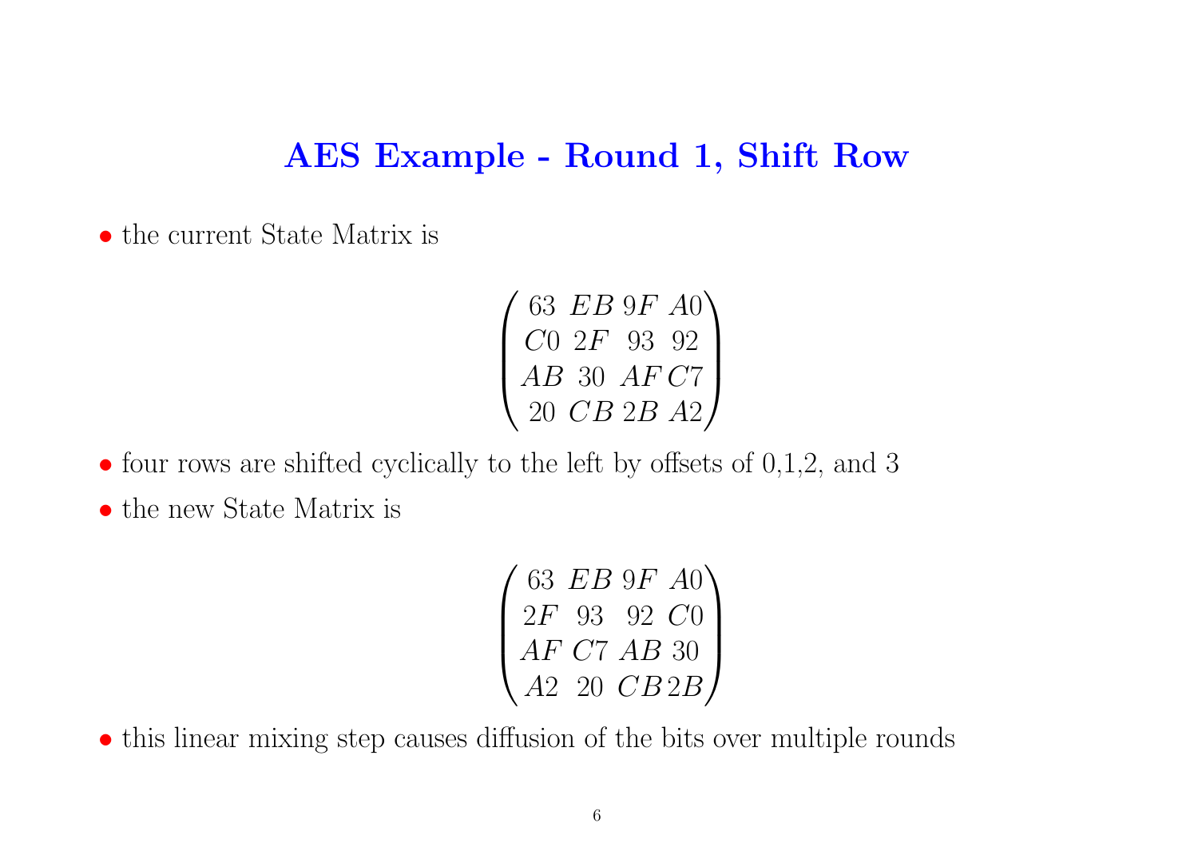# AES Example - Round 1, Shift Row

- the current State Matrix is

$$\begin{pmatrix} 63 & EB & 9F & A0 \\ C0 & 2F & 93 & 92 \\ AB & 30 & AF & C7 \\ 20 & CB & 2B & A2 \end{pmatrix}$$

- four rows are shifted cyclically to the left by offsets of 0,1,2, and 3
- the new State Matrix is

$$\begin{pmatrix} 63 & EB & 9F & A0 \\ 2F & 93 & 92 & C0 \\ AF & C7 & AB & 30 \\ A2 & 20 & CB & 2B \end{pmatrix}$$

- this linear mixing step causes diffusion of the bits over multiple rounds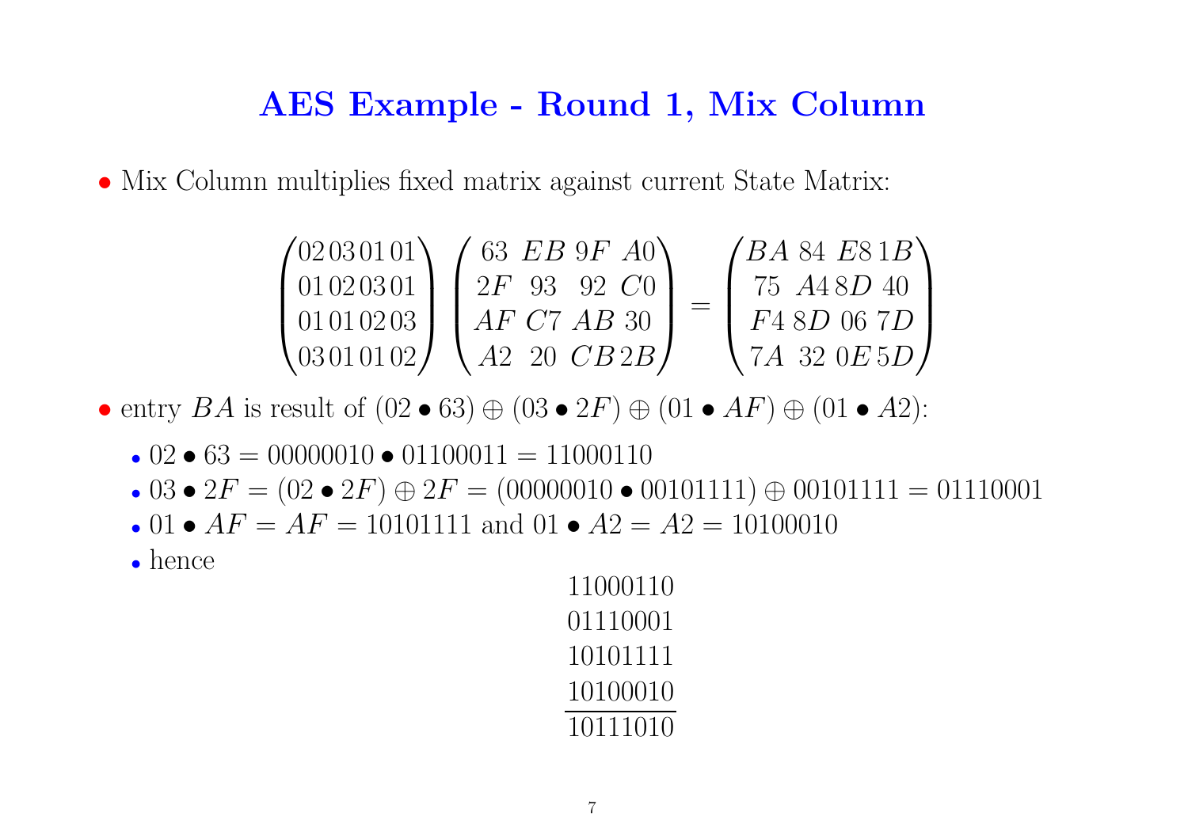# AES Example - Round 1, Mix Column

- Mix Column multiplies fixed matrix against current State Matrix:

$$\begin{pmatrix} 02\,03\,01\,01 \\ 01\,02\,03\,01 \\ 01\,01\,02\,03 \\ 03\,01\,01\,02 \end{pmatrix} \begin{pmatrix} 63 & EB & 9F & A0 \\ 2F & 93 & 92 & C0 \\ AF & C7 & AB & 30 \\ A2 & 20 & CB & 2B \end{pmatrix} = \begin{pmatrix} BA & 84 & E8 & 1B \\ 75 & A4 & 8D & 40 \\ F4 & 8D & 06 & 7D \\ 7A & 32 & 0E & 5D \end{pmatrix}$$

- entry $BA$ is result of $(02 \bullet 63) \oplus (03 \bullet 2F) \oplus (01 \bullet AF) \oplus (01 \bullet A2)$:
  - $02 \bullet 63 = 00000010 \bullet 01100011 = 11000110$
  - $03 \bullet 2F = (02 \bullet 2F) \oplus 2F = (00000010 \bullet 00101111) \oplus 00101111 = 01110001$
  - $01 \bullet AF = AF = 10101111$ and $01 \bullet A2 = A2 = 10100010$
  - hence

$$\begin{array}{c} 11000110 \\ 01110001 \\ 10101111 \\ \underline{10100010} \\ 10111010 \end{array}$$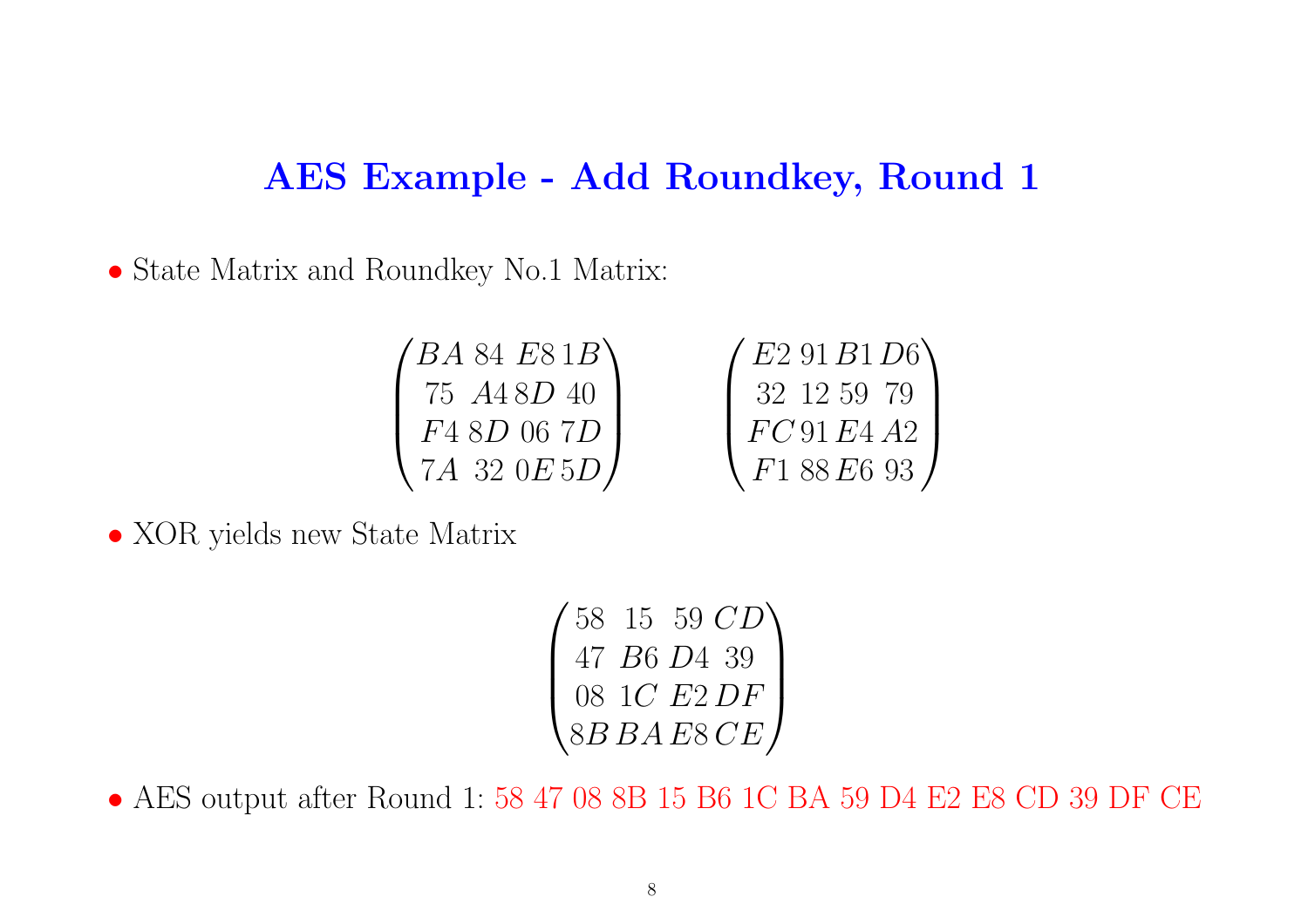# AES Example - Add Roundkey, Round 1

- State Matrix and Roundkey No.1 Matrix:

$$\begin{pmatrix} BA & 84 & E8 & 1B \\ 75 & A4 & 8D & 40 \\ F4 & 8D & 06 & 7D \\ 7A & 32 & 0E & 5D \end{pmatrix} \qquad \begin{pmatrix} E2 & 91 & B1 & D6 \\ 32 & 12 & 59 & 79 \\ FC & 91 & E4 & A2 \\ F1 & 88 & E6 & 93 \end{pmatrix}$$

- XOR yields new State Matrix

$$\begin{pmatrix} 58 & 15 & 59 & CD \\ 47 & B6 & D4 & 39 \\ 08 & 1C & E2 & DF \\ 8B & BA & E8 & CE \end{pmatrix}$$

- AES output after Round 1: 58 47 08 8B 15 B6 1C BA 59 D4 E2 E8 CD 39 DF CE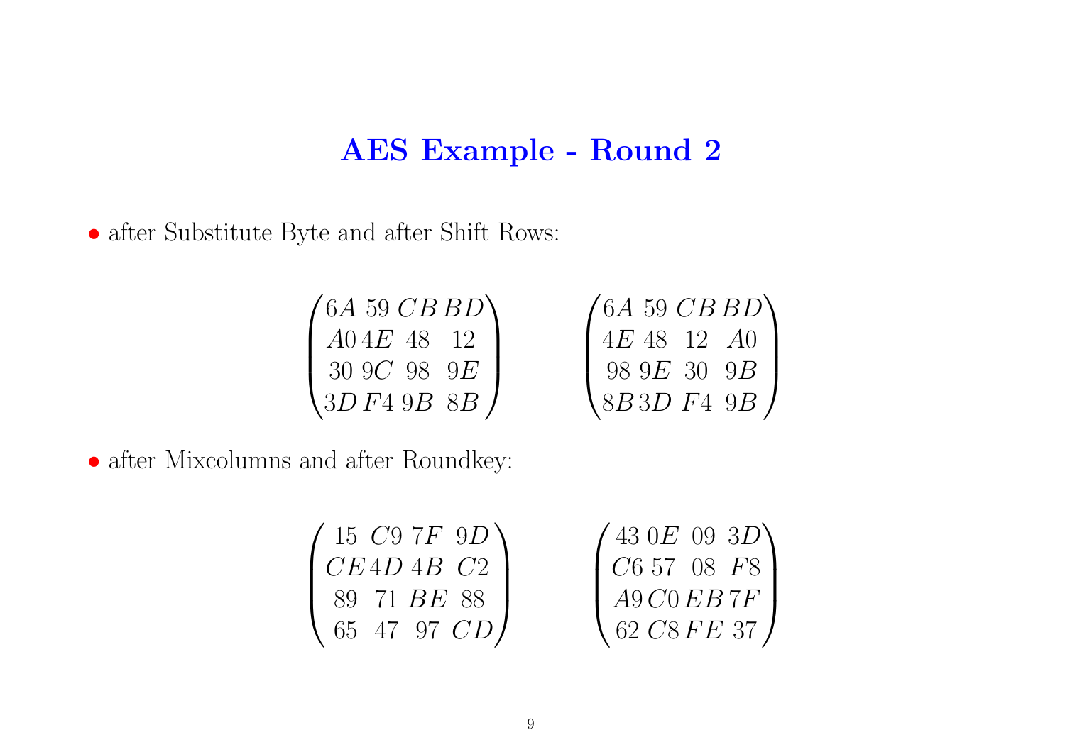# AES Example - Round 2

- after Substitute Byte and after Shift Rows:

$$
\begin{pmatrix}
6A & 59 & CB & BD \\
A0 & 4E & 48 & 12 \\
30 & 9C & 98 & 9E \\
3D & F4 & 9B & 8B
\end{pmatrix}
\qquad
\begin{pmatrix}
6A & 59 & CB & BD \\
4E & 48 & 12 & A0 \\
98 & 9E & 30 & 9B \\
8B & 3D & F4 & 9B
\end{pmatrix}
$$

- after Mixcolumns and after Roundkey:

$$
\begin{pmatrix}
15 & C9 & 7F & 9D \\
CE & 4D & 4B & C2 \\
89 & 71 & BE & 88 \\
65 & 47 & 97 & CD
\end{pmatrix}
\qquad
\begin{pmatrix}
43 & 0E & 09 & 3D \\
C6 & 57 & 08 & F8 \\
A9 & C0 & EB & 7F \\
62 & C8 & FE & 37
\end{pmatrix}
$$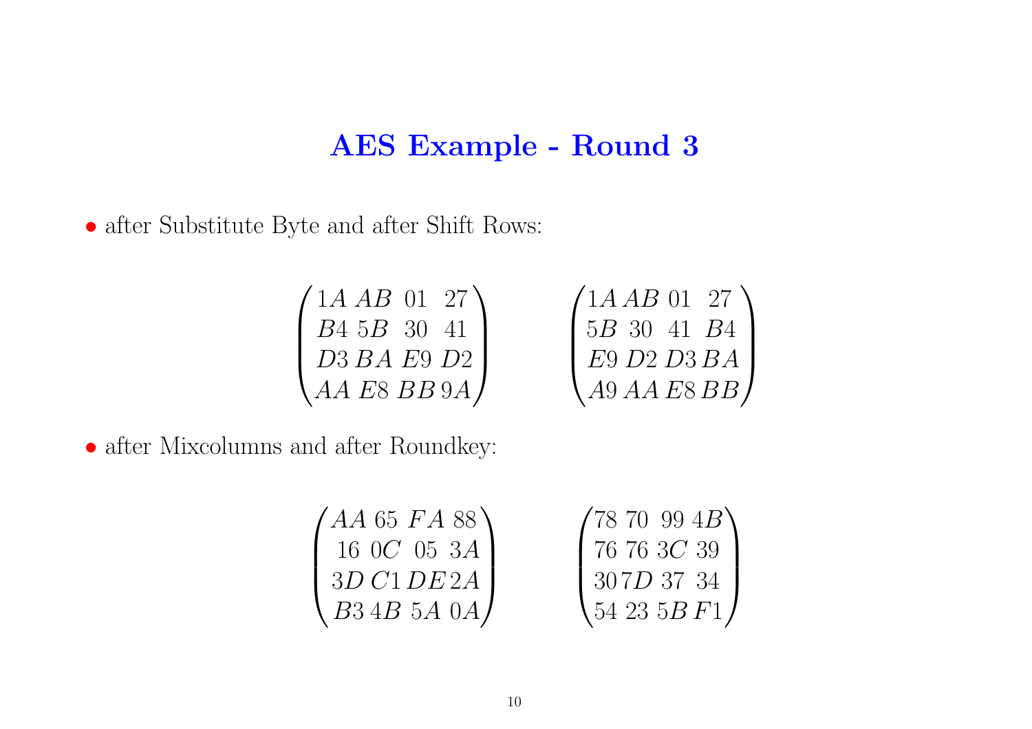# AES Example - Round 3

- after Substitute Byte and after Shift Rows:

$$\begin{pmatrix} 1A & AB & 01 & 27 \\ B4 & 5B & 30 & 41 \\ D3 & BA & E9 & D2 \\ AA & E8 & BB & 9A \end{pmatrix} \qquad \begin{pmatrix} 1A & AB & 01 & 27 \\ 5B & 30 & 41 & B4 \\ E9 & D2 & D3 & BA \\ A9 & AA & E8 & BB \end{pmatrix}$$

- after Mixcolumns and after Roundkey:

$$\begin{pmatrix} AA & 65 & FA & 88 \\ 16 & 0C & 05 & 3A \\ 3D & C1 & DE & 2A \\ B3 & 4B & 5A & 0A \end{pmatrix} \qquad \begin{pmatrix} 78 & 70 & 99 & 4B \\ 76 & 76 & 3C & 39 \\ 30 & 7D & 37 & 34 \\ 54 & 23 & 5B & F1 \end{pmatrix}$$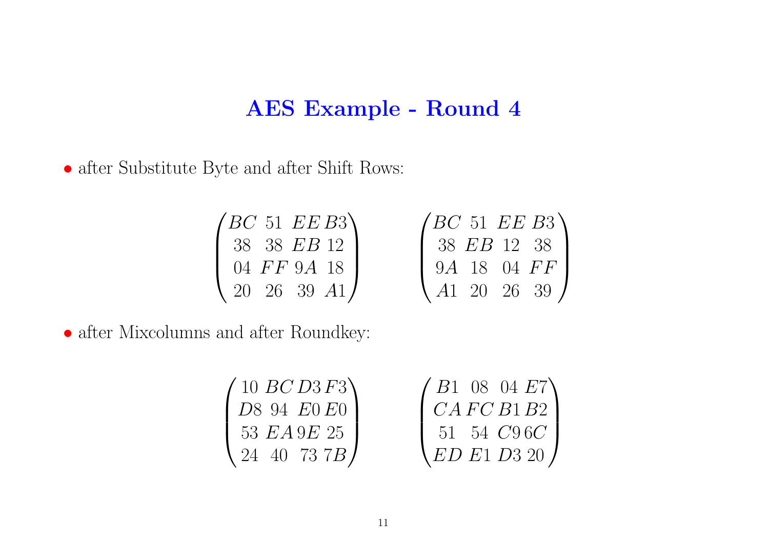# AES Example - Round 4

- after Substitute Byte and after Shift Rows:

$$\begin{pmatrix} BC & 51 & EE & B3 \\ 38 & 38 & EB & 12 \\ 04 & FF & 9A & 18 \\ 20 & 26 & 39 & A1 \end{pmatrix} \qquad \begin{pmatrix} BC & 51 & EE & B3 \\ 38 & EB & 12 & 38 \\ 9A & 18 & 04 & FF \\ A1 & 20 & 26 & 39 \end{pmatrix}$$

- after Mixcolumns and after Roundkey:

$$\begin{pmatrix} 10 & BC & D3 & F3 \\ D8 & 94 & E0 & E0 \\ 53 & EA & 9E & 25 \\ 24 & 40 & 73 & 7B \end{pmatrix} \qquad \begin{pmatrix} B1 & 08 & 04 & E7 \\ CA & FC & B1 & B2 \\ 51 & 54 & C9 & 6C \\ ED & E1 & D3 & 20 \end{pmatrix}$$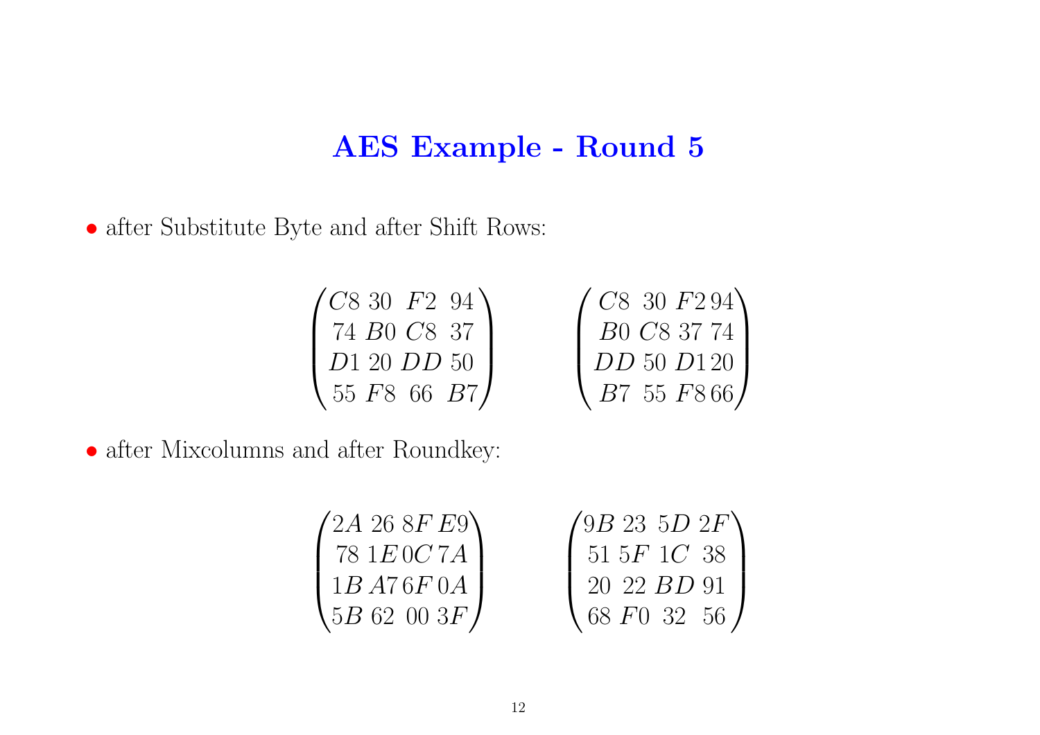# AES Example - Round 5

- after Substitute Byte and after Shift Rows:

$$\begin{pmatrix} C8 & 30 & F2 & 94 \\ 74 & B0 & C8 & 37 \\ D1 & 20 & DD & 50 \\ 55 & F8 & 66 & B7 \end{pmatrix} \qquad \begin{pmatrix} C8 & 30 & F2 & 94 \\ B0 & C8 & 37 & 74 \\ DD & 50 & D1 & 20 \\ B7 & 55 & F8 & 66 \end{pmatrix}$$

- after Mixcolumns and after Roundkey:

$$\begin{pmatrix} 2A & 26 & 8F & E9 \\ 78 & 1E & 0C & 7A \\ 1B & A7 & 6F & 0A \\ 5B & 62 & 00 & 3F \end{pmatrix} \qquad \begin{pmatrix} 9B & 23 & 5D & 2F \\ 51 & 5F & 1C & 38 \\ 20 & 22 & BD & 91 \\ 68 & F0 & 32 & 56 \end{pmatrix}$$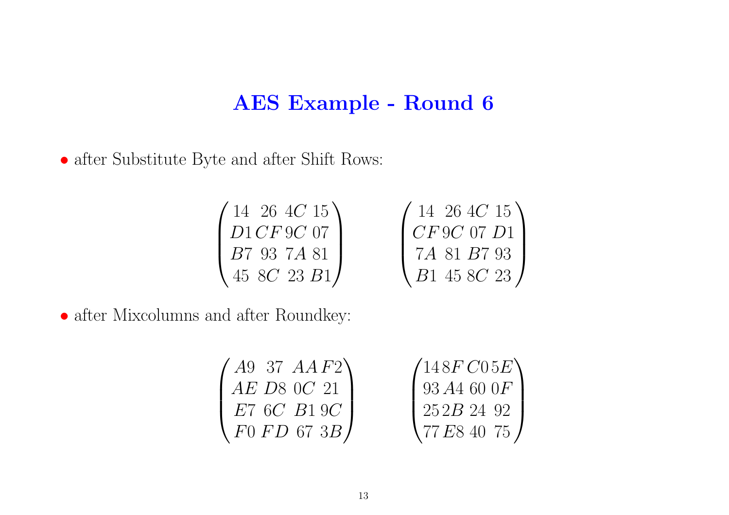# AES Example - Round 6

- after Substitute Byte and after Shift Rows:

$$
\begin{pmatrix} 14 & 26 & 4C & 15 \\ D1 & CF & 9C & 07 \\ B7 & 93 & 7A & 81 \\ 45 & 8C & 23 & B1 \end{pmatrix} \qquad \begin{pmatrix} 14 & 26 & 4C & 15 \\ CF & 9C & 07 & D1 \\ 7A & 81 & B7 & 93 \\ B1 & 45 & 8C & 23 \end{pmatrix}
$$

- after Mixcolumns and after Roundkey:

$$
\begin{pmatrix} A9 & 37 & AA & F2 \\ AE & D8 & 0C & 21 \\ E7 & 6C & B1 & 9C \\ F0 & FD & 67 & 3B \end{pmatrix} \qquad \begin{pmatrix} 14 & 8F & C0 & 5E \\ 93 & A4 & 60 & 0F \\ 25 & 2B & 24 & 92 \\ 77 & E8 & 40 & 75 \end{pmatrix}
$$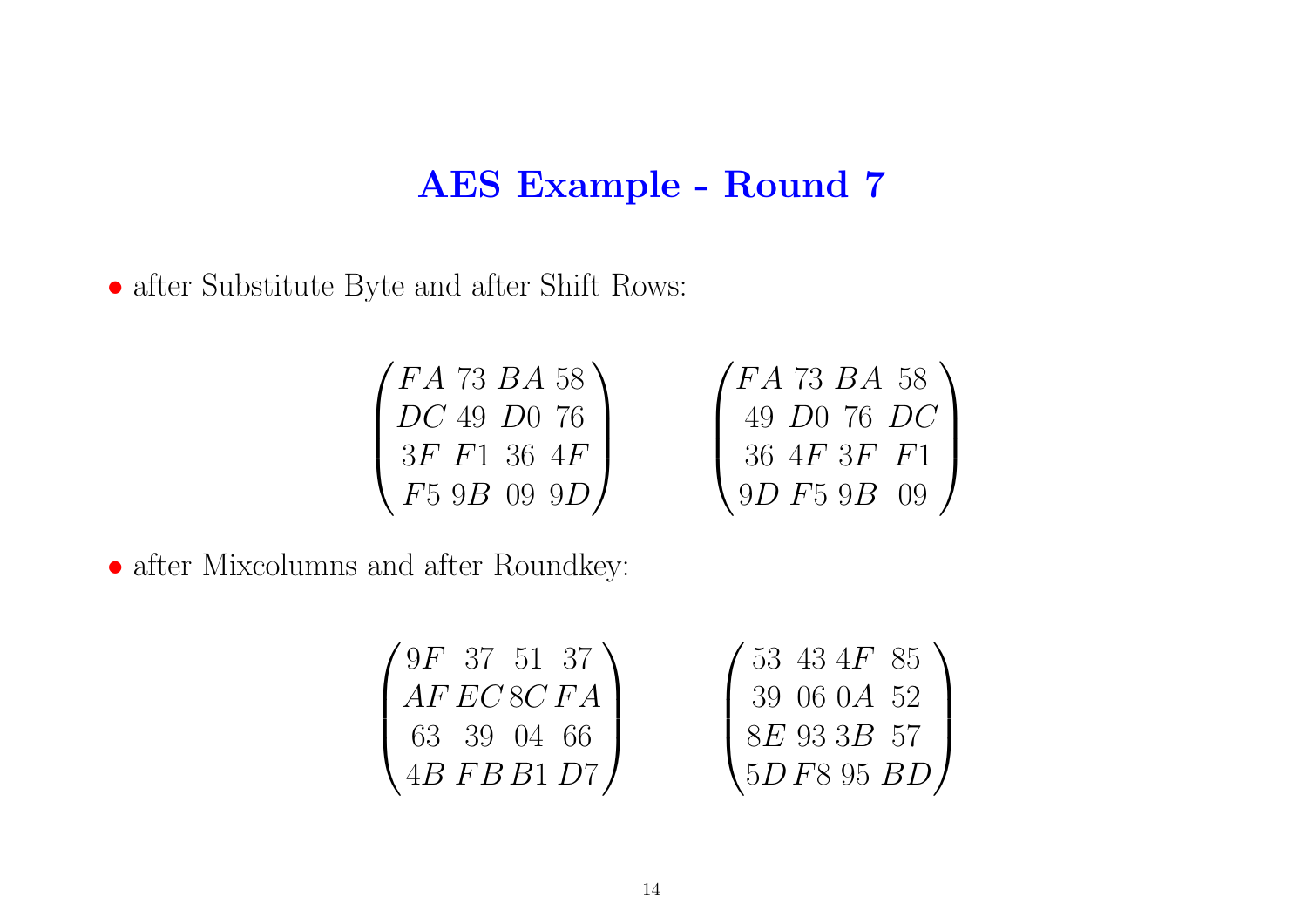# AES Example - Round 7

- after Substitute Byte and after Shift Rows:

$$
\begin{pmatrix}
FA & 73 & BA & 58 \\
DC & 49 & D0 & 76 \\
3F & F1 & 36 & 4F \\
F5 & 9B & 09 & 9D
\end{pmatrix}
\qquad
\begin{pmatrix}
FA & 73 & BA & 58 \\
49 & D0 & 76 & DC \\
36 & 4F & 3F & F1 \\
9D & F5 & 9B & 09
\end{pmatrix}
$$

- after Mixcolumns and after Roundkey:

$$
\begin{pmatrix}
9F & 37 & 51 & 37 \\
AF & EC & 8C & FA \\
63 & 39 & 04 & 66 \\
4B & FB & B1 & D7
\end{pmatrix}
\qquad
\begin{pmatrix}
53 & 43 & 4F & 85 \\
39 & 06 & 0A & 52 \\
8E & 93 & 3B & 57 \\
5D & F8 & 95 & BD
\end{pmatrix}
$$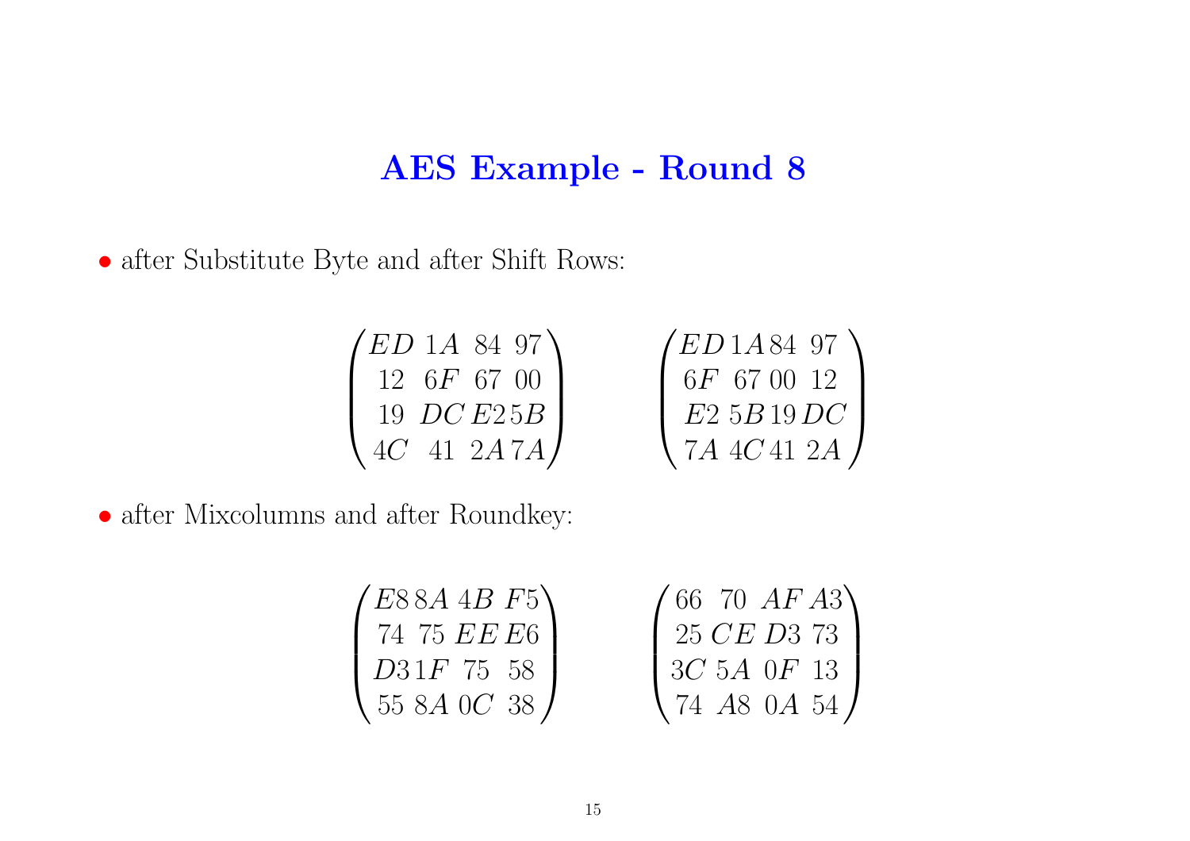# AES Example - Round 8

- after Substitute Byte and after Shift Rows:

$$
\begin{pmatrix} ED & 1A & 84 & 97 \\ 12 & 6F & 67 & 00 \\ 19 & DC & E2 & 5B \\ 4C & 41 & 2A & 7A \end{pmatrix} \qquad \begin{pmatrix} ED & 1A & 84 & 97 \\ 6F & 67 & 00 & 12 \\ E2 & 5B & 19 & DC \\ 7A & 4C & 41 & 2A \end{pmatrix}
$$

- after Mixcolumns and after Roundkey:

$$
\begin{pmatrix} E8 & 8A & 4B & F5 \\ 74 & 75 & EE & E6 \\ D3 & 1F & 75 & 58 \\ 55 & 8A & 0C & 38 \end{pmatrix} \qquad \begin{pmatrix} 66 & 70 & AF & A3 \\ 25 & CE & D3 & 73 \\ 3C & 5A & 0F & 13 \\ 74 & A8 & 0A & 54 \end{pmatrix}
$$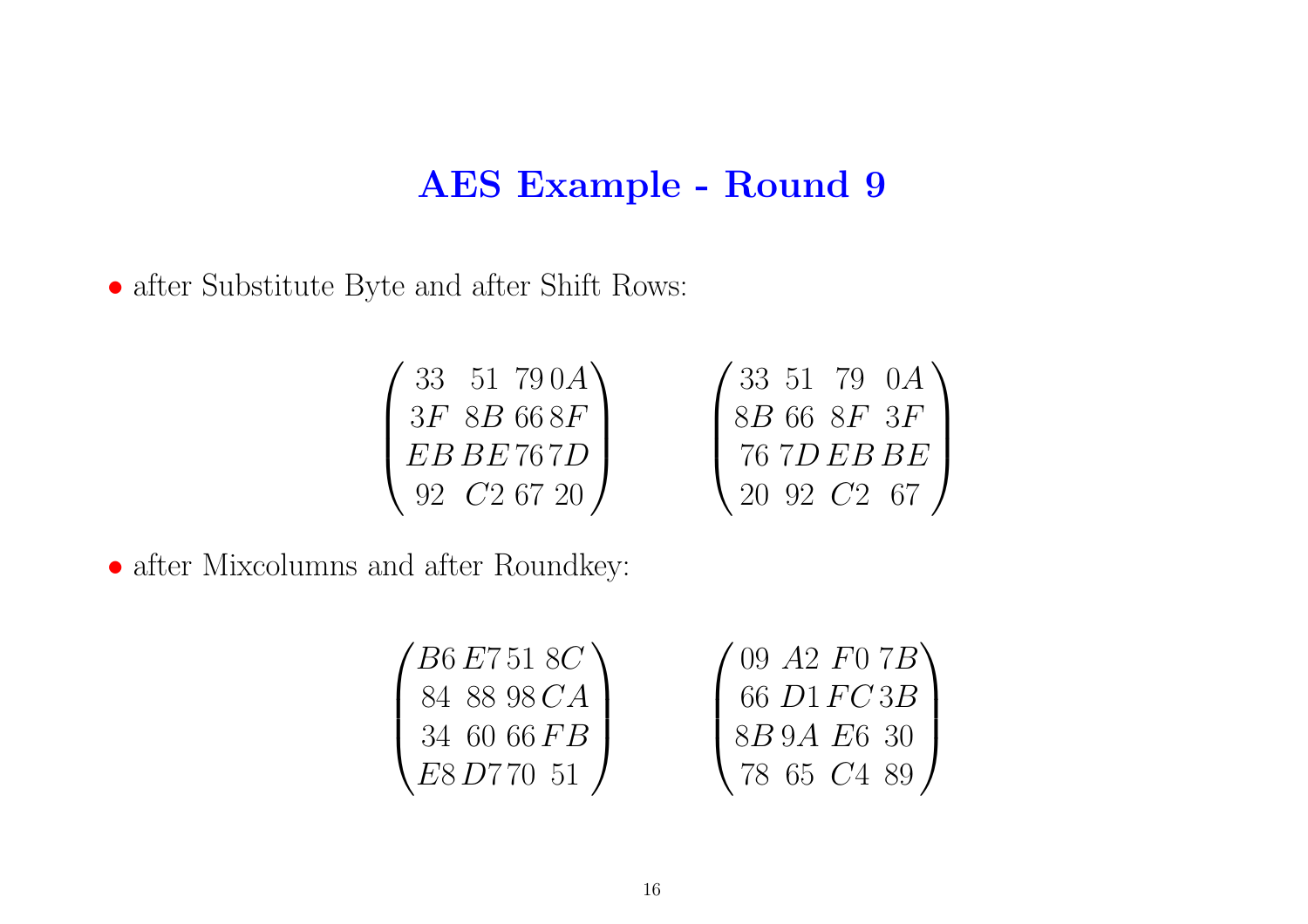# AES Example - Round 9

- after Substitute Byte and after Shift Rows:

$$\begin{pmatrix} 33 & 51 & 79 & 0A \\ 3F & 8B & 66 & 8F \\ EB & BE & 76 & 7D \\ 92 & C2 & 67 & 20 \end{pmatrix} \qquad \begin{pmatrix} 33 & 51 & 79 & 0A \\ 8B & 66 & 8F & 3F \\ 76 & 7D & EB & BE \\ 20 & 92 & C2 & 67 \end{pmatrix}$$

- after Mixcolumns and after Roundkey:

$$\begin{pmatrix} B6 & E7 & 51 & 8C \\ 84 & 88 & 98 & CA \\ 34 & 60 & 66 & FB \\ E8 & D7 & 70 & 51 \end{pmatrix} \qquad \begin{pmatrix} 09 & A2 & F0 & 7B \\ 66 & D1 & FC & 3B \\ 8B & 9A & E6 & 30 \\ 78 & 65 & C4 & 89 \end{pmatrix}$$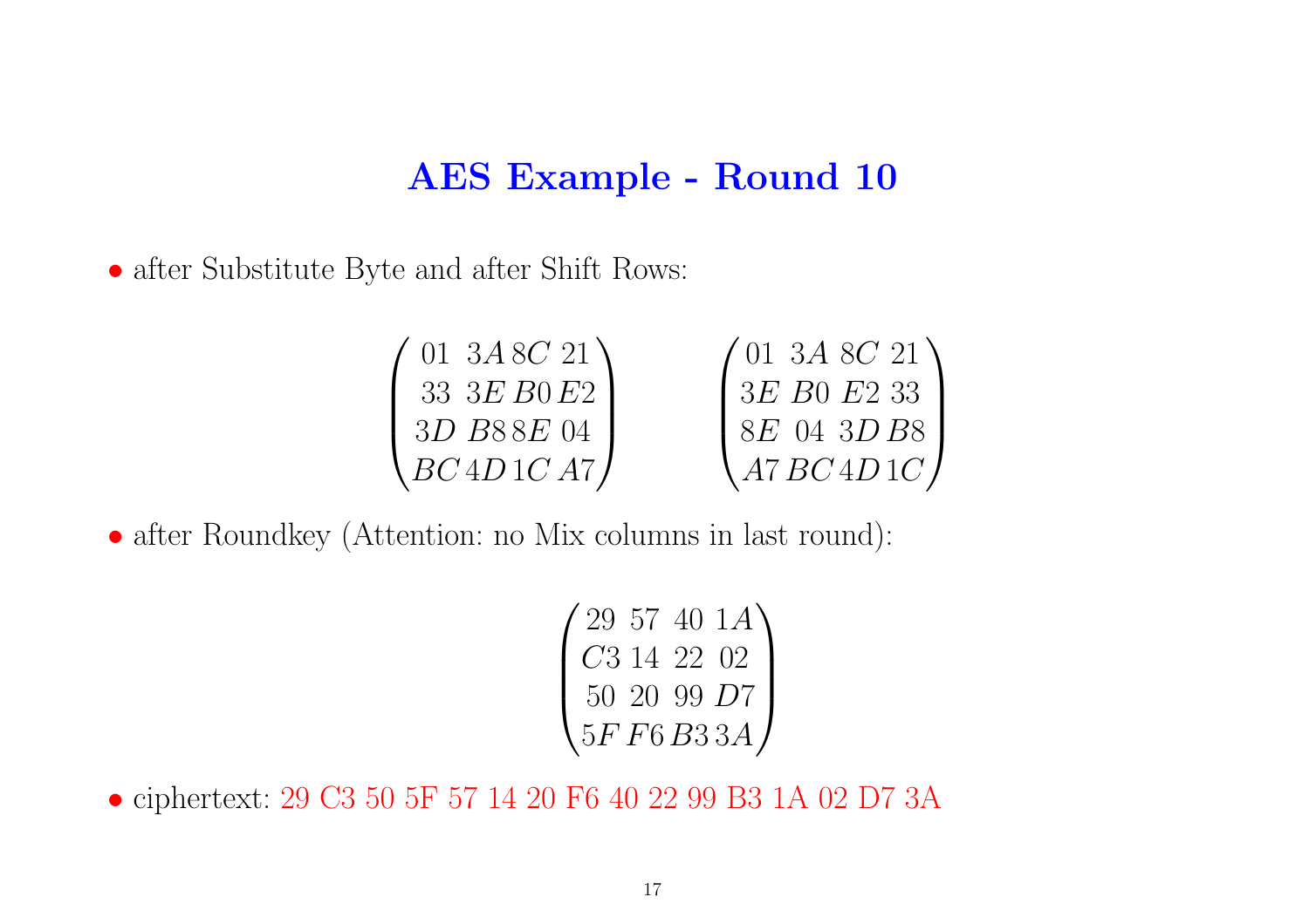# AES Example - Round 10

- after Substitute Byte and after Shift Rows:

$$\begin{pmatrix} 01 & 3A & 8C & 21 \\ 33 & 3E & B0 & E2 \\ 3D & B8 & 8E & 04 \\ BC & 4D & 1C & A7 \end{pmatrix} \qquad \begin{pmatrix} 01 & 3A & 8C & 21 \\ 3E & B0 & E2 & 33 \\ 8E & 04 & 3D & B8 \\ A7 & BC & 4D & 1C \end{pmatrix}$$

- after Roundkey (Attention: no Mix columns in last round):

$$\begin{pmatrix} 29 & 57 & 40 & 1A \\ C3 & 14 & 22 & 02 \\ 50 & 20 & 99 & D7 \\ 5F & F6 & B3 & 3A \end{pmatrix}$$

- ciphertext: 29 C3 50 5F 57 14 20 F6 40 22 99 B3 1A 02 D7 3A